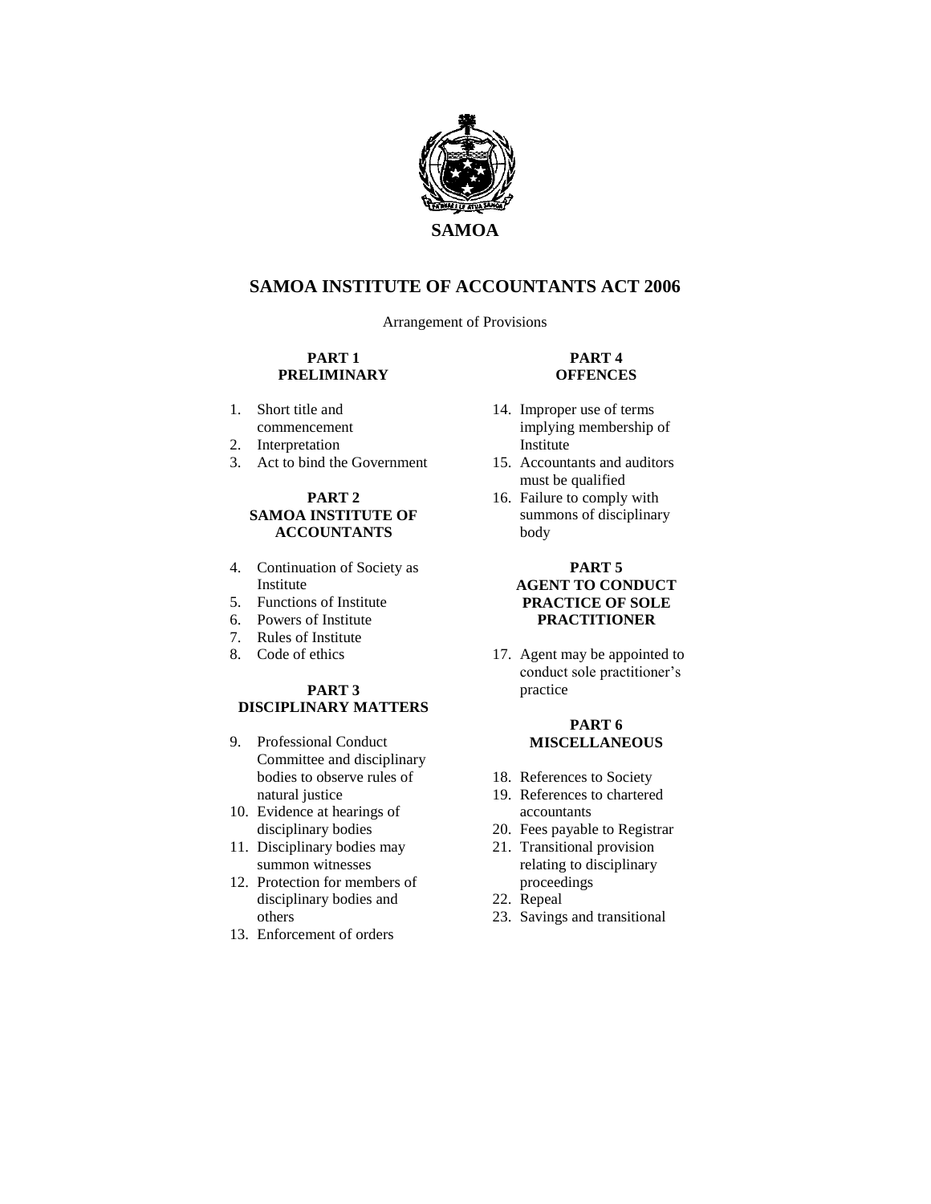# SAMOA

## SAMOA INSTITUTE OF ACCOUNTANTS ACT 2006

Arrangement of Provisions

**PART 1**
**PRELIMINARY**

1. Short title and commencement
2. Interpretation
3. Act to bind the Government

**PART 2**
**SAMOA INSTITUTE OF ACCOUNTANTS**

4. Continuation of Society as Institute
5. Functions of Institute
6. Powers of Institute
7. Rules of Institute
8. Code of ethics

**PART 3**
**DISCIPLINARY MATTERS**

9. Professional Conduct Committee and disciplinary bodies to observe rules of natural justice
10. Evidence at hearings of disciplinary bodies
11. Disciplinary bodies may summon witnesses
12. Protection for members of disciplinary bodies and others
13. Enforcement of orders

**PART 4**
**OFFENCES**

14. Improper use of terms implying membership of Institute
15. Accountants and auditors must be qualified
16. Failure to comply with summons of disciplinary body

**PART 5**
**AGENT TO CONDUCT PRACTICE OF SOLE PRACTITIONER**

17. Agent may be appointed to conduct sole practitioner's practice

**PART 6**
**MISCELLANEOUS**

18. References to Society
19. References to chartered accountants
20. Fees payable to Registrar
21. Transitional provision relating to disciplinary proceedings
22. Repeal
23. Savings and transitional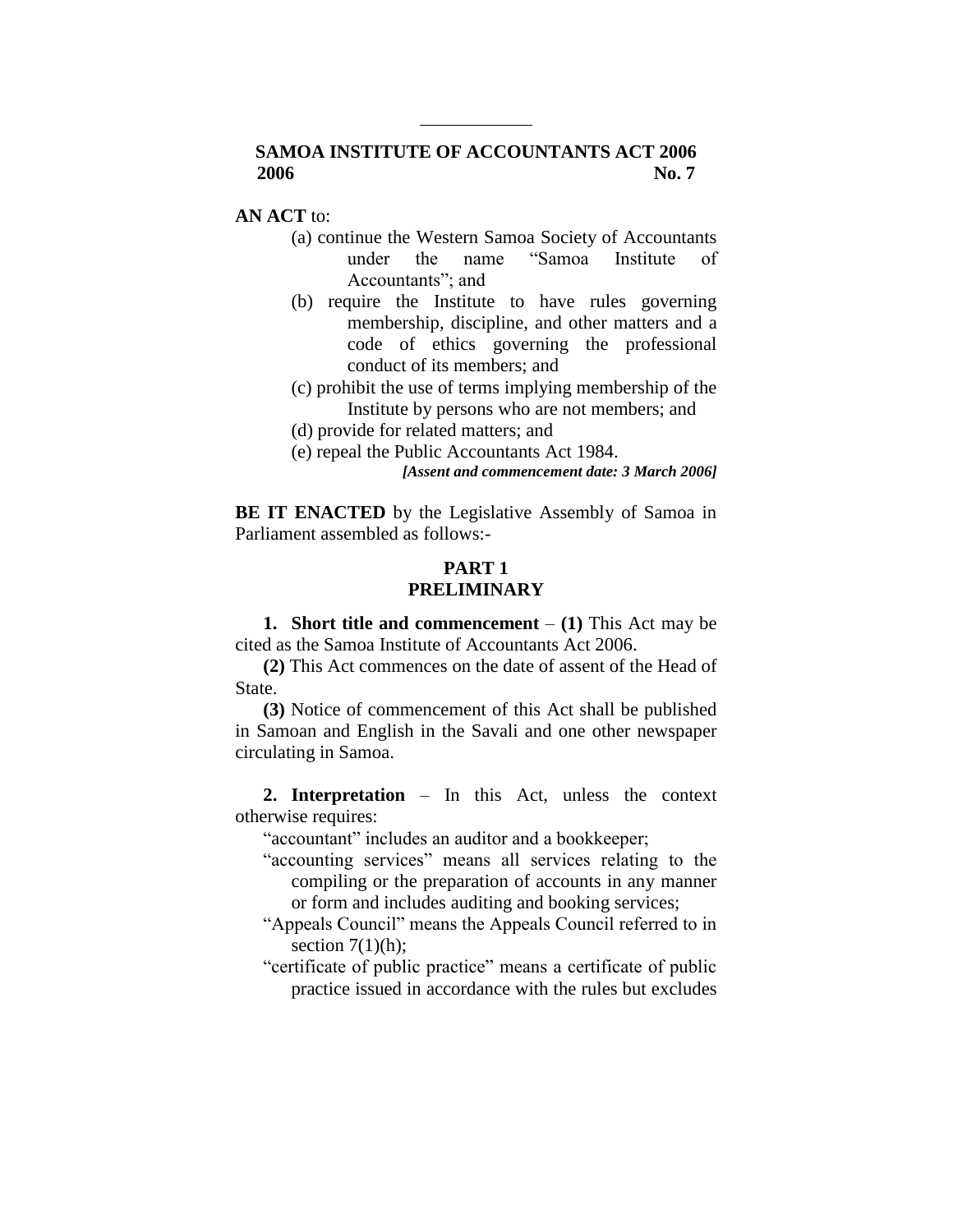# SAMOA INSTITUTE OF ACCOUNTANTS ACT 2006

**2006** **No. 7**

**AN ACT** to:

(a) continue the Western Samoa Society of Accountants under the name "Samoa Institute of Accountants"; and

(b) require the Institute to have rules governing membership, discipline, and other matters and a code of ethics governing the professional conduct of its members; and

(c) prohibit the use of terms implying membership of the Institute by persons who are not members; and

(d) provide for related matters; and

(e) repeal the Public Accountants Act 1984.

***[Assent and commencement date: 3 March 2006]***

**BE IT ENACTED** by the Legislative Assembly of Samoa in Parliament assembled as follows:-

## PART 1
## PRELIMINARY

**1. Short title and commencement** – **(1)** This Act may be cited as the Samoa Institute of Accountants Act 2006.

**(2)** This Act commences on the date of assent of the Head of State.

**(3)** Notice of commencement of this Act shall be published in Samoan and English in the Savali and one other newspaper circulating in Samoa.

**2. Interpretation** – In this Act, unless the context otherwise requires:

"accountant" includes an auditor and a bookkeeper;

"accounting services" means all services relating to the compiling or the preparation of accounts in any manner or form and includes auditing and booking services;

"Appeals Council" means the Appeals Council referred to in section 7(1)(h);

"certificate of public practice" means a certificate of public practice issued in accordance with the rules but excludes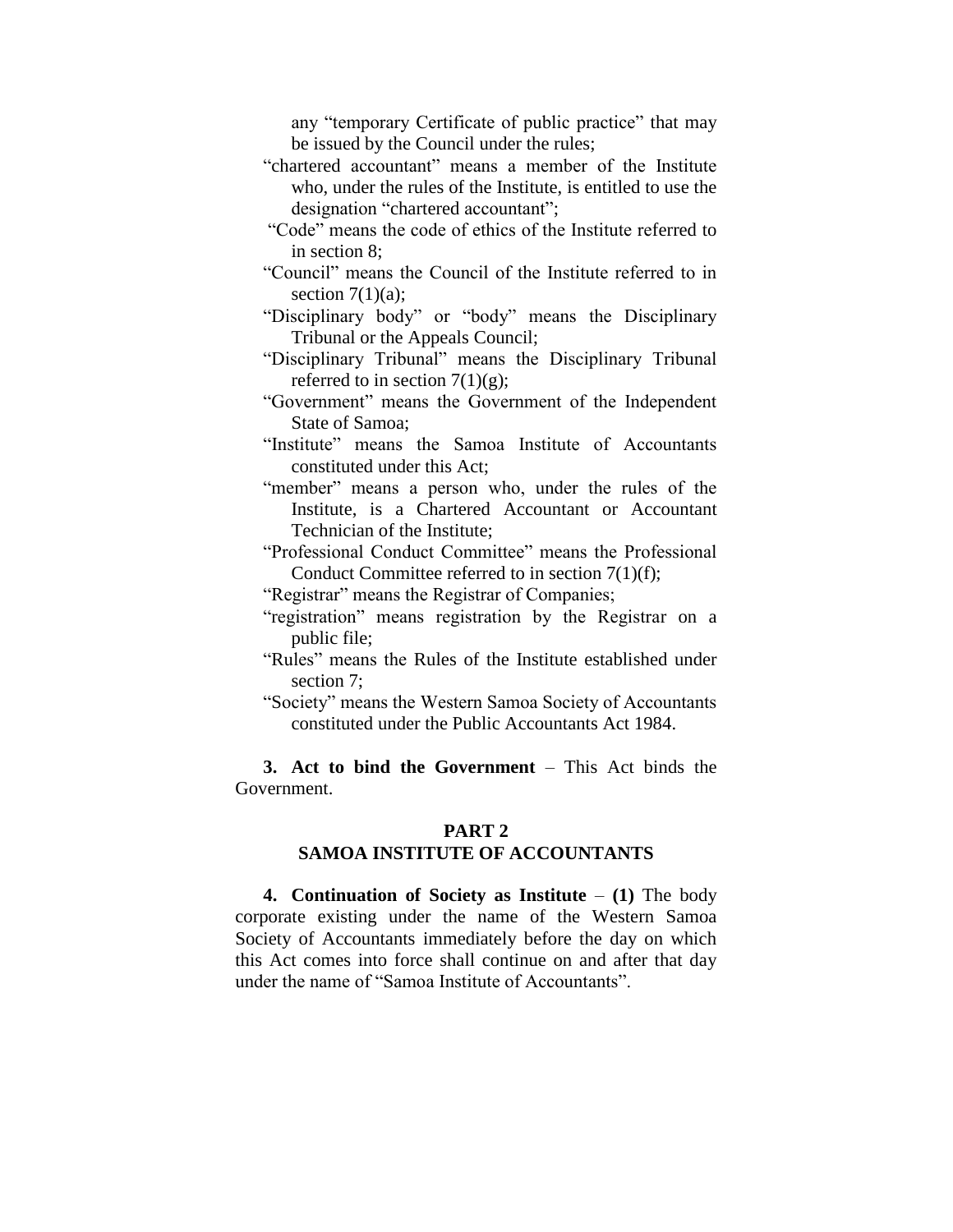any "temporary Certificate of public practice" that may be issued by the Council under the rules;

"chartered accountant" means a member of the Institute who, under the rules of the Institute, is entitled to use the designation "chartered accountant";

"Code" means the code of ethics of the Institute referred to in section 8;

"Council" means the Council of the Institute referred to in section 7(1)(a);

"Disciplinary body" or "body" means the Disciplinary Tribunal or the Appeals Council;

"Disciplinary Tribunal" means the Disciplinary Tribunal referred to in section 7(1)(g);

"Government" means the Government of the Independent State of Samoa;

"Institute" means the Samoa Institute of Accountants constituted under this Act;

"member" means a person who, under the rules of the Institute, is a Chartered Accountant or Accountant Technician of the Institute;

"Professional Conduct Committee" means the Professional Conduct Committee referred to in section 7(1)(f);

"Registrar" means the Registrar of Companies;

"registration" means registration by the Registrar on a public file;

"Rules" means the Rules of the Institute established under section 7;

"Society" means the Western Samoa Society of Accountants constituted under the Public Accountants Act 1984.

**3. Act to bind the Government** – This Act binds the Government.

## PART 2
## SAMOA INSTITUTE OF ACCOUNTANTS

**4. Continuation of Society as Institute** – **(1)** The body corporate existing under the name of the Western Samoa Society of Accountants immediately before the day on which this Act comes into force shall continue on and after that day under the name of "Samoa Institute of Accountants".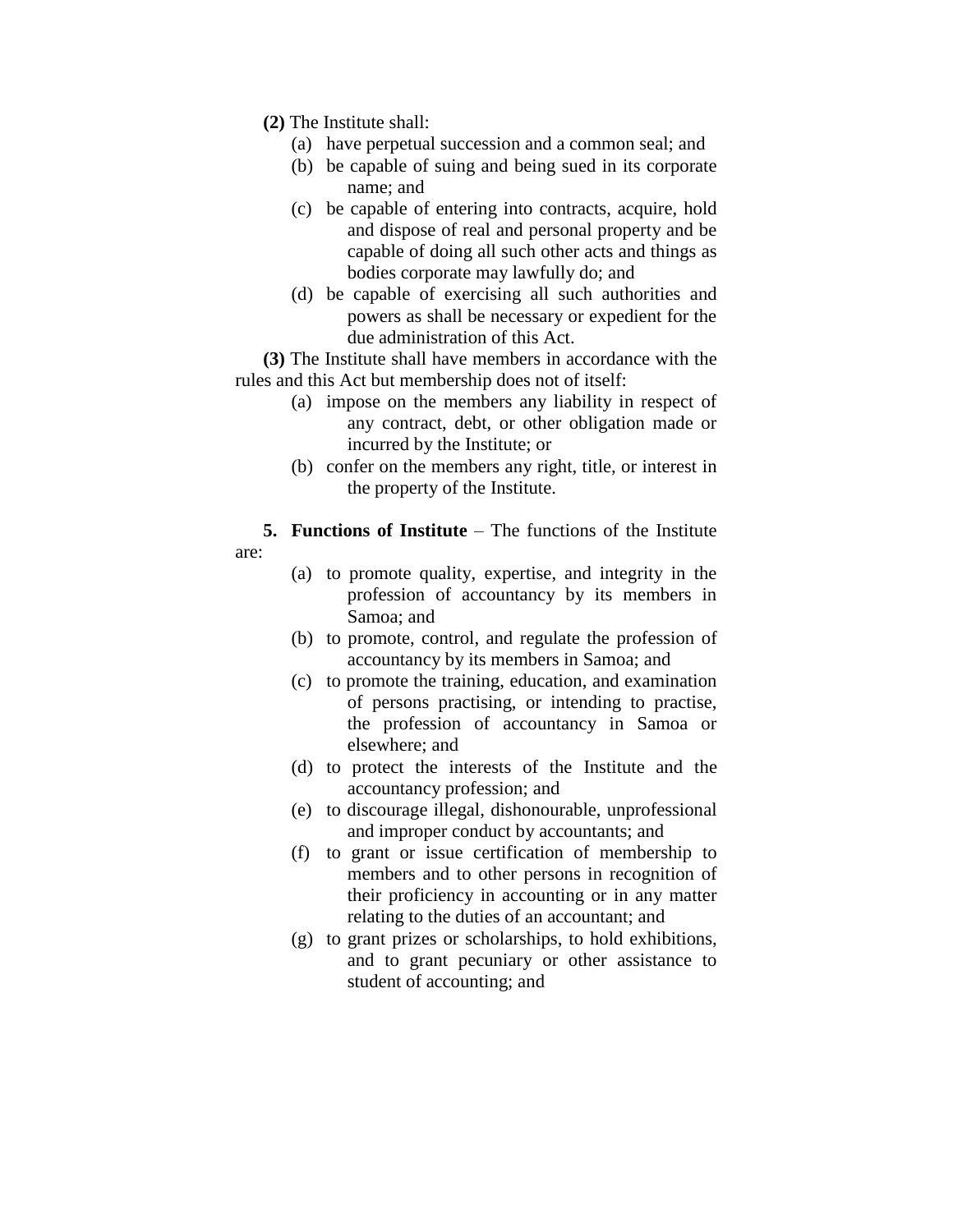**(2)** The Institute shall:

(a) have perpetual succession and a common seal; and

(b) be capable of suing and being sued in its corporate name; and

(c) be capable of entering into contracts, acquire, hold and dispose of real and personal property and be capable of doing all such other acts and things as bodies corporate may lawfully do; and

(d) be capable of exercising all such authorities and powers as shall be necessary or expedient for the due administration of this Act.

**(3)** The Institute shall have members in accordance with the rules and this Act but membership does not of itself:

(a) impose on the members any liability in respect of any contract, debt, or other obligation made or incurred by the Institute; or

(b) confer on the members any right, title, or interest in the property of the Institute.

**5. Functions of Institute** – The functions of the Institute are:

(a) to promote quality, expertise, and integrity in the profession of accountancy by its members in Samoa; and

(b) to promote, control, and regulate the profession of accountancy by its members in Samoa; and

(c) to promote the training, education, and examination of persons practising, or intending to practise, the profession of accountancy in Samoa or elsewhere; and

(d) to protect the interests of the Institute and the accountancy profession; and

(e) to discourage illegal, dishonourable, unprofessional and improper conduct by accountants; and

(f) to grant or issue certification of membership to members and to other persons in recognition of their proficiency in accounting or in any matter relating to the duties of an accountant; and

(g) to grant prizes or scholarships, to hold exhibitions, and to grant pecuniary or other assistance to student of accounting; and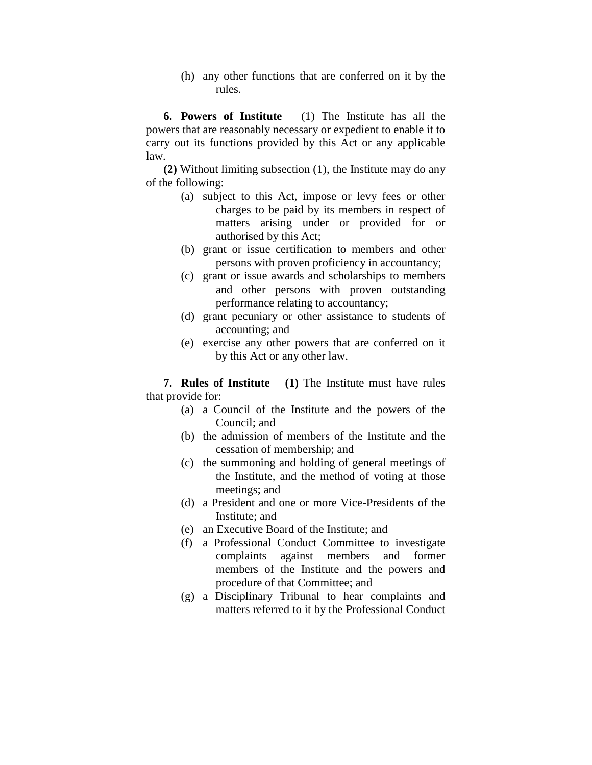(h) any other functions that are conferred on it by the rules.

**6. Powers of Institute** – (1) The Institute has all the powers that are reasonably necessary or expedient to enable it to carry out its functions provided by this Act or any applicable law.

**(2)** Without limiting subsection (1), the Institute may do any of the following:

(a) subject to this Act, impose or levy fees or other charges to be paid by its members in respect of matters arising under or provided for or authorised by this Act;

(b) grant or issue certification to members and other persons with proven proficiency in accountancy;

(c) grant or issue awards and scholarships to members and other persons with proven outstanding performance relating to accountancy;

(d) grant pecuniary or other assistance to students of accounting; and

(e) exercise any other powers that are conferred on it by this Act or any other law.

**7. Rules of Institute** – **(1)** The Institute must have rules that provide for:

(a) a Council of the Institute and the powers of the Council; and

(b) the admission of members of the Institute and the cessation of membership; and

(c) the summoning and holding of general meetings of the Institute, and the method of voting at those meetings; and

(d) a President and one or more Vice-Presidents of the Institute; and

(e) an Executive Board of the Institute; and

(f) a Professional Conduct Committee to investigate complaints against members and former members of the Institute and the powers and procedure of that Committee; and

(g) a Disciplinary Tribunal to hear complaints and matters referred to it by the Professional Conduct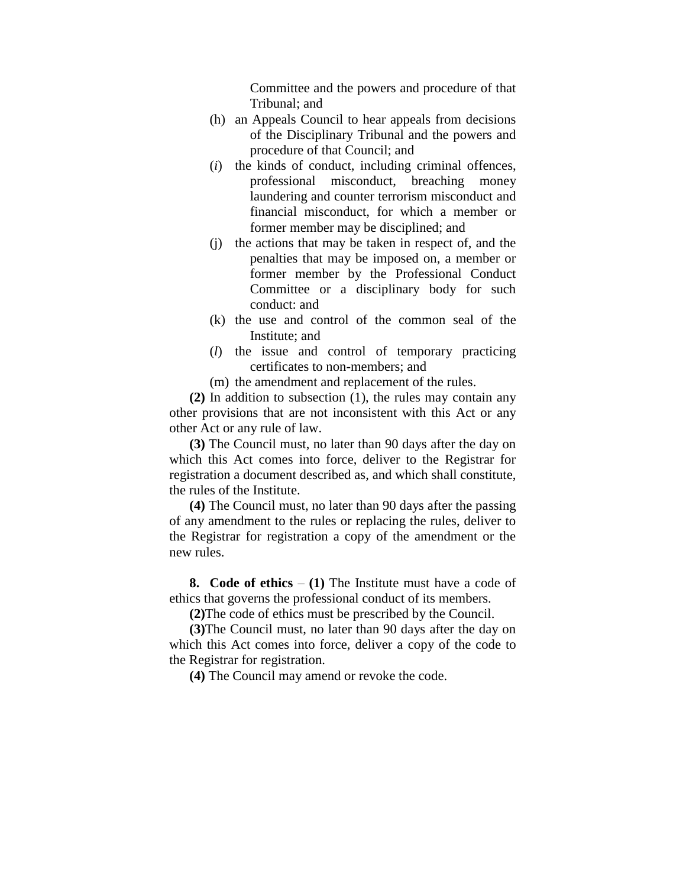Committee and the powers and procedure of that Tribunal; and

(h) an Appeals Council to hear appeals from decisions of the Disciplinary Tribunal and the powers and procedure of that Council; and

(*i*) the kinds of conduct, including criminal offences, professional misconduct, breaching money laundering and counter terrorism misconduct and financial misconduct, for which a member or former member may be disciplined; and

(j) the actions that may be taken in respect of, and the penalties that may be imposed on, a member or former member by the Professional Conduct Committee or a disciplinary body for such conduct: and

(k) the use and control of the common seal of the Institute; and

(*l*) the issue and control of temporary practicing certificates to non-members; and

(m) the amendment and replacement of the rules.

**(2)** In addition to subsection (1), the rules may contain any other provisions that are not inconsistent with this Act or any other Act or any rule of law.

**(3)** The Council must, no later than 90 days after the day on which this Act comes into force, deliver to the Registrar for registration a document described as, and which shall constitute, the rules of the Institute.

**(4)** The Council must, no later than 90 days after the passing of any amendment to the rules or replacing the rules, deliver to the Registrar for registration a copy of the amendment or the new rules.

**8. Code of ethics** – **(1)** The Institute must have a code of ethics that governs the professional conduct of its members.

**(2)**The code of ethics must be prescribed by the Council.

**(3)**The Council must, no later than 90 days after the day on which this Act comes into force, deliver a copy of the code to the Registrar for registration.

**(4)** The Council may amend or revoke the code.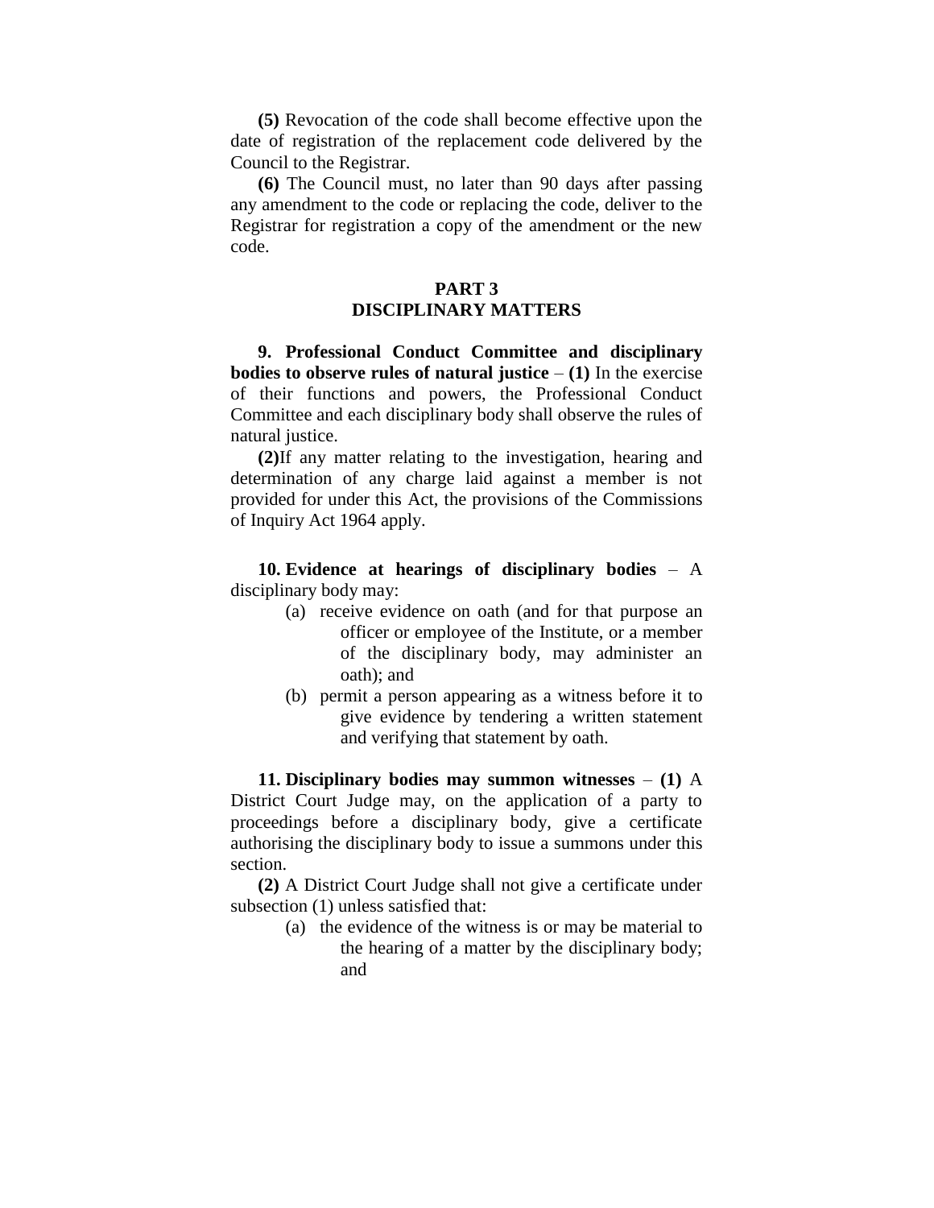**(5)** Revocation of the code shall become effective upon the date of registration of the replacement code delivered by the Council to the Registrar.

**(6)** The Council must, no later than 90 days after passing any amendment to the code or replacing the code, deliver to the Registrar for registration a copy of the amendment or the new code.

## PART 3
## DISCIPLINARY MATTERS

**9. Professional Conduct Committee and disciplinary bodies to observe rules of natural justice** – **(1)** In the exercise of their functions and powers, the Professional Conduct Committee and each disciplinary body shall observe the rules of natural justice.

**(2)**If any matter relating to the investigation, hearing and determination of any charge laid against a member is not provided for under this Act, the provisions of the Commissions of Inquiry Act 1964 apply.

**10. Evidence at hearings of disciplinary bodies** – A disciplinary body may:

- (a) receive evidence on oath (and for that purpose an officer or employee of the Institute, or a member of the disciplinary body, may administer an oath); and
- (b) permit a person appearing as a witness before it to give evidence by tendering a written statement and verifying that statement by oath.

**11. Disciplinary bodies may summon witnesses** – **(1)** A District Court Judge may, on the application of a party to proceedings before a disciplinary body, give a certificate authorising the disciplinary body to issue a summons under this section.

**(2)** A District Court Judge shall not give a certificate under subsection (1) unless satisfied that:

- (a) the evidence of the witness is or may be material to the hearing of a matter by the disciplinary body; and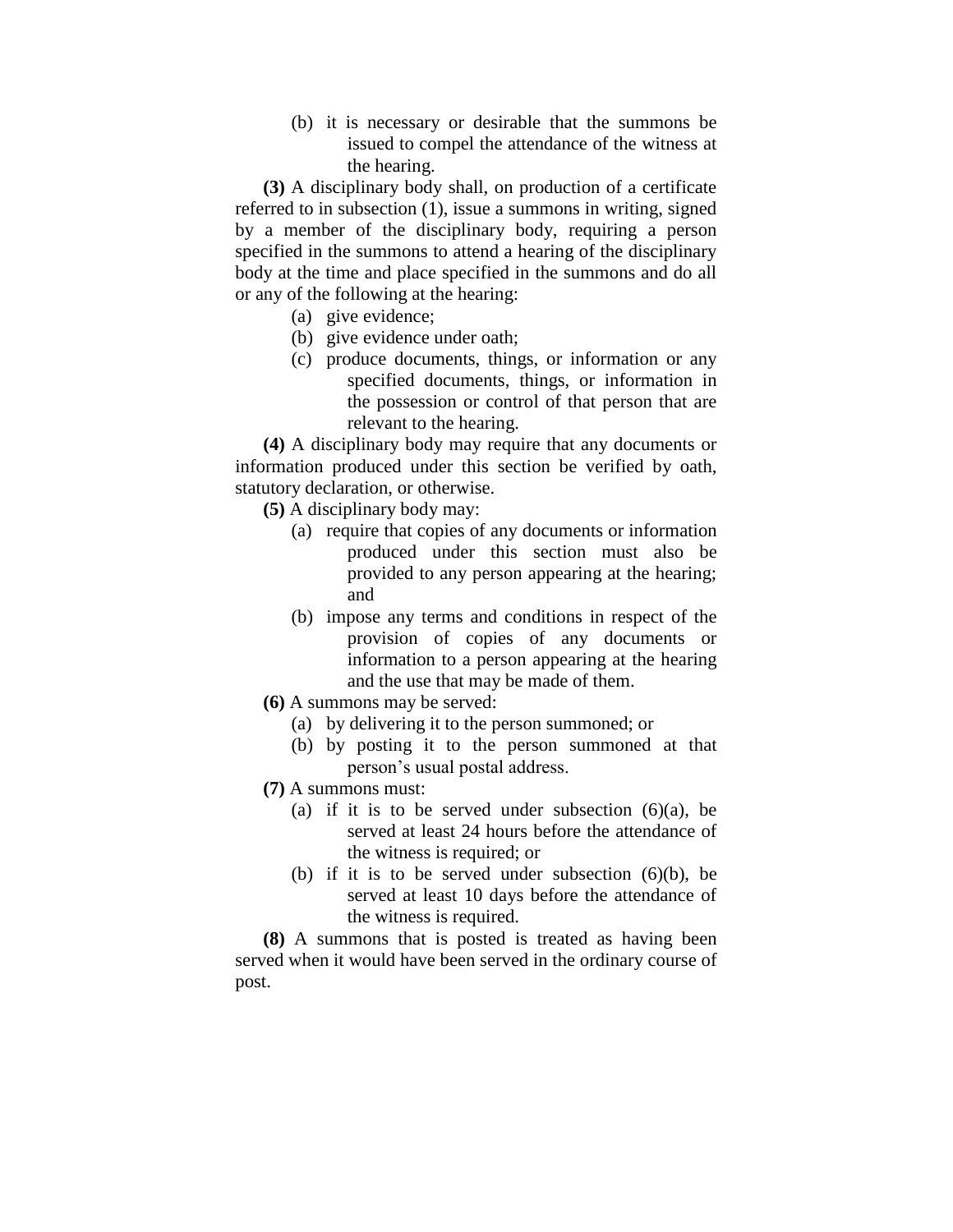(b) it is necessary or desirable that the summons be issued to compel the attendance of the witness at the hearing.

**(3)** A disciplinary body shall, on production of a certificate referred to in subsection (1), issue a summons in writing, signed by a member of the disciplinary body, requiring a person specified in the summons to attend a hearing of the disciplinary body at the time and place specified in the summons and do all or any of the following at the hearing:

(a) give evidence;

(b) give evidence under oath;

(c) produce documents, things, or information or any specified documents, things, or information in the possession or control of that person that are relevant to the hearing.

**(4)** A disciplinary body may require that any documents or information produced under this section be verified by oath, statutory declaration, or otherwise.

**(5)** A disciplinary body may:

(a) require that copies of any documents or information produced under this section must also be provided to any person appearing at the hearing; and

(b) impose any terms and conditions in respect of the provision of copies of any documents or information to a person appearing at the hearing and the use that may be made of them.

**(6)** A summons may be served:

(a) by delivering it to the person summoned; or

(b) by posting it to the person summoned at that person's usual postal address.

**(7)** A summons must:

(a) if it is to be served under subsection (6)(a), be served at least 24 hours before the attendance of the witness is required; or

(b) if it is to be served under subsection (6)(b), be served at least 10 days before the attendance of the witness is required.

**(8)** A summons that is posted is treated as having been served when it would have been served in the ordinary course of post.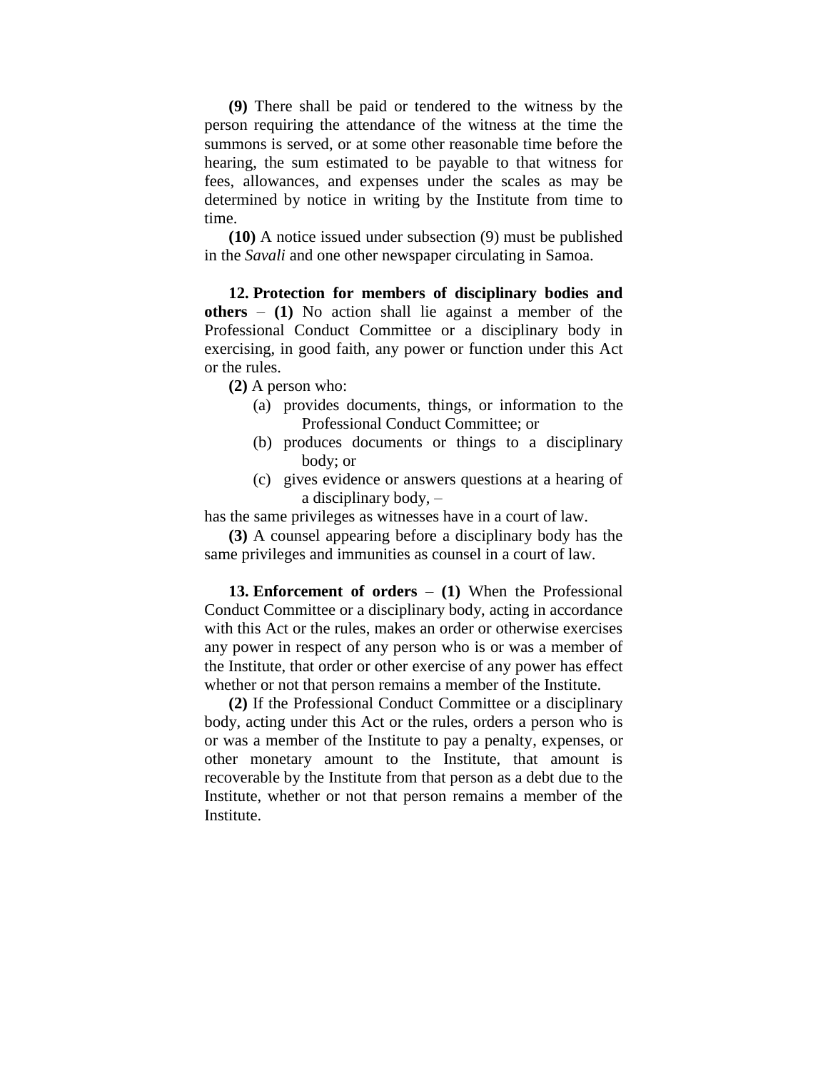**(9)** There shall be paid or tendered to the witness by the person requiring the attendance of the witness at the time the summons is served, or at some other reasonable time before the hearing, the sum estimated to be payable to that witness for fees, allowances, and expenses under the scales as may be determined by notice in writing by the Institute from time to time.

**(10)** A notice issued under subsection (9) must be published in the *Savali* and one other newspaper circulating in Samoa.

**12. Protection for members of disciplinary bodies and others** – **(1)** No action shall lie against a member of the Professional Conduct Committee or a disciplinary body in exercising, in good faith, any power or function under this Act or the rules.

**(2)** A person who:

- (a) provides documents, things, or information to the Professional Conduct Committee; or
- (b) produces documents or things to a disciplinary body; or
- (c) gives evidence or answers questions at a hearing of a disciplinary body, –

has the same privileges as witnesses have in a court of law.

**(3)** A counsel appearing before a disciplinary body has the same privileges and immunities as counsel in a court of law.

**13. Enforcement of orders** – **(1)** When the Professional Conduct Committee or a disciplinary body, acting in accordance with this Act or the rules, makes an order or otherwise exercises any power in respect of any person who is or was a member of the Institute, that order or other exercise of any power has effect whether or not that person remains a member of the Institute.

**(2)** If the Professional Conduct Committee or a disciplinary body, acting under this Act or the rules, orders a person who is or was a member of the Institute to pay a penalty, expenses, or other monetary amount to the Institute, that amount is recoverable by the Institute from that person as a debt due to the Institute, whether or not that person remains a member of the Institute.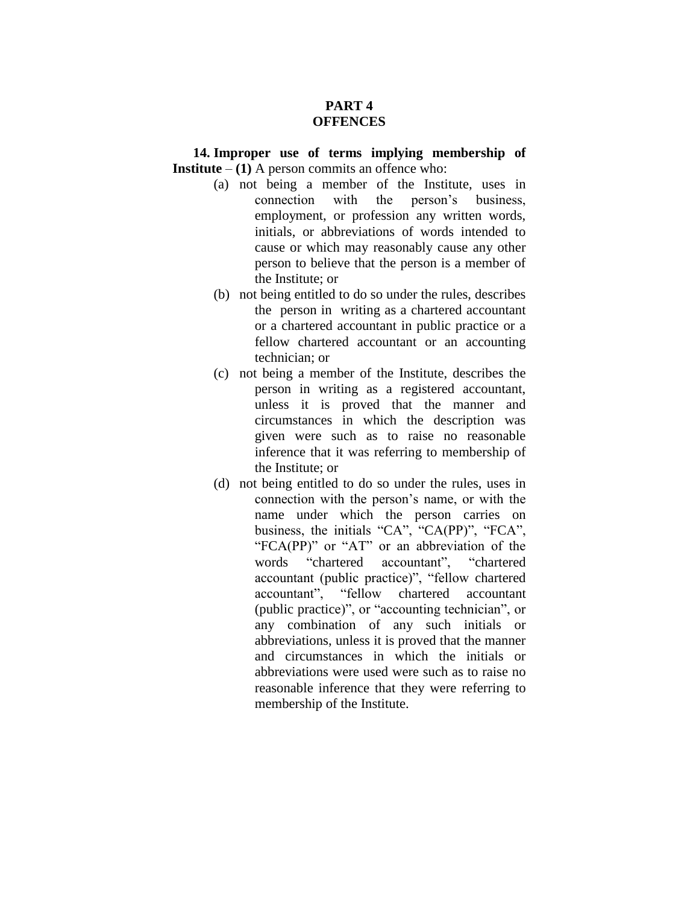## PART 4
## OFFENCES

**14. Improper use of terms implying membership of Institute** – **(1)** A person commits an offence who:

(a) not being a member of the Institute, uses in connection with the person's business, employment, or profession any written words, initials, or abbreviations of words intended to cause or which may reasonably cause any other person to believe that the person is a member of the Institute; or

(b) not being entitled to do so under the rules, describes the person in writing as a chartered accountant or a chartered accountant in public practice or a fellow chartered accountant or an accounting technician; or

(c) not being a member of the Institute, describes the person in writing as a registered accountant, unless it is proved that the manner and circumstances in which the description was given were such as to raise no reasonable inference that it was referring to membership of the Institute; or

(d) not being entitled to do so under the rules, uses in connection with the person's name, or with the name under which the person carries on business, the initials "CA", "CA(PP)", "FCA", "FCA(PP)" or "AT" or an abbreviation of the words "chartered accountant", "chartered accountant (public practice)", "fellow chartered accountant", "fellow chartered accountant (public practice)", or "accounting technician", or any combination of any such initials or abbreviations, unless it is proved that the manner and circumstances in which the initials or abbreviations were used were such as to raise no reasonable inference that they were referring to membership of the Institute.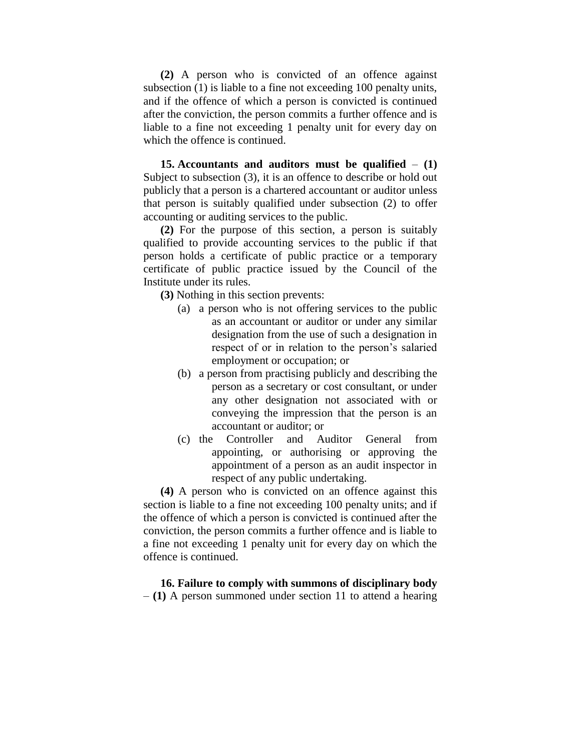**(2)** A person who is convicted of an offence against subsection (1) is liable to a fine not exceeding 100 penalty units, and if the offence of which a person is convicted is continued after the conviction, the person commits a further offence and is liable to a fine not exceeding 1 penalty unit for every day on which the offence is continued.

**15. Accountants and auditors must be qualified** – **(1)** Subject to subsection (3), it is an offence to describe or hold out publicly that a person is a chartered accountant or auditor unless that person is suitably qualified under subsection (2) to offer accounting or auditing services to the public.

**(2)** For the purpose of this section, a person is suitably qualified to provide accounting services to the public if that person holds a certificate of public practice or a temporary certificate of public practice issued by the Council of the Institute under its rules.

**(3)** Nothing in this section prevents:

- (a) a person who is not offering services to the public as an accountant or auditor or under any similar designation from the use of such a designation in respect of or in relation to the person's salaried employment or occupation; or
- (b) a person from practising publicly and describing the person as a secretary or cost consultant, or under any other designation not associated with or conveying the impression that the person is an accountant or auditor; or
- (c) the Controller and Auditor General from appointing, or authorising or approving the appointment of a person as an audit inspector in respect of any public undertaking.

**(4)** A person who is convicted on an offence against this section is liable to a fine not exceeding 100 penalty units; and if the offence of which a person is convicted is continued after the conviction, the person commits a further offence and is liable to a fine not exceeding 1 penalty unit for every day on which the offence is continued.

**16. Failure to comply with summons of disciplinary body** – **(1)** A person summoned under section 11 to attend a hearing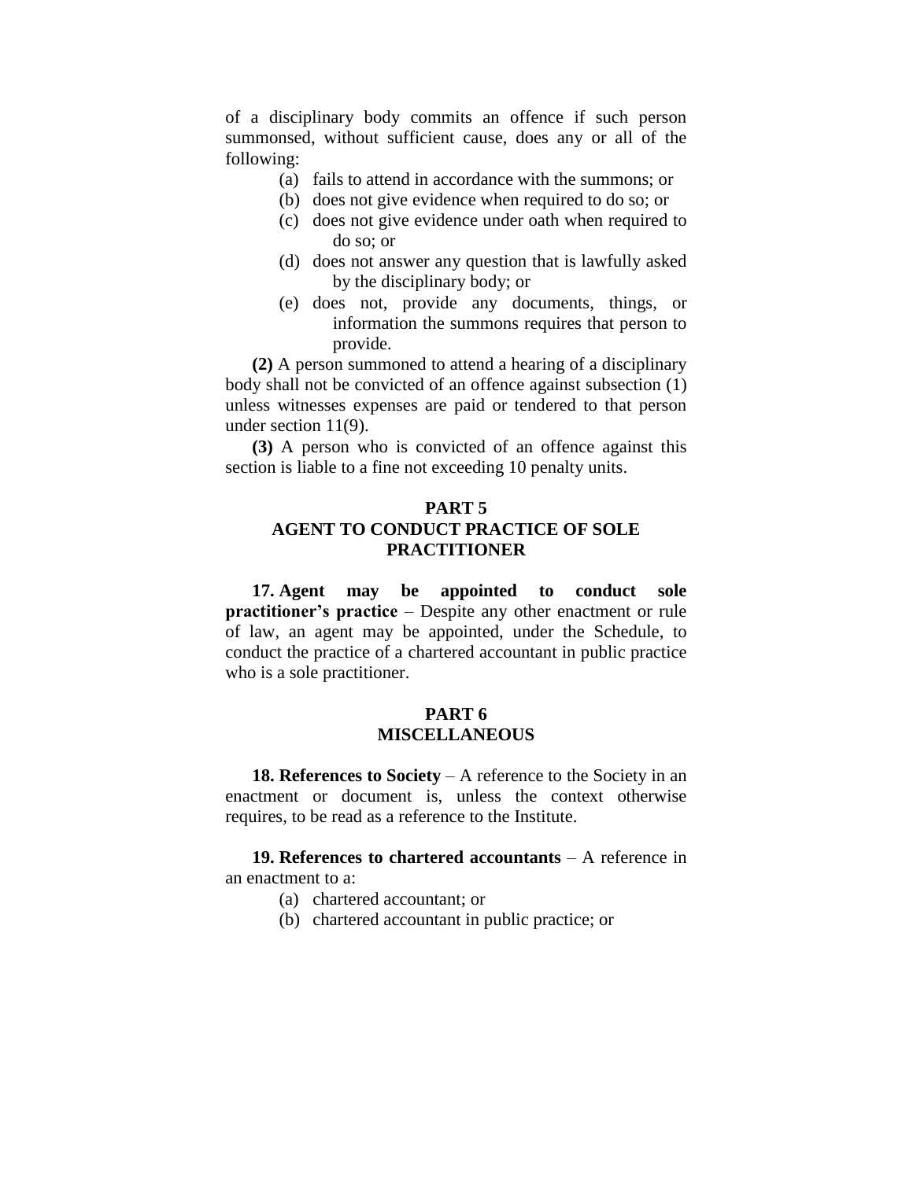of a disciplinary body commits an offence if such person summonsed, without sufficient cause, does any or all of the following:

(a) fails to attend in accordance with the summons; or
(b) does not give evidence when required to do so; or
(c) does not give evidence under oath when required to do so; or
(d) does not answer any question that is lawfully asked by the disciplinary body; or
(e) does not, provide any documents, things, or information the summons requires that person to provide.

**(2)** A person summoned to attend a hearing of a disciplinary body shall not be convicted of an offence against subsection (1) unless witnesses expenses are paid or tendered to that person under section 11(9).

**(3)** A person who is convicted of an offence against this section is liable to a fine not exceeding 10 penalty units.

## PART 5
## AGENT TO CONDUCT PRACTICE OF SOLE PRACTITIONER

**17. Agent may be appointed to conduct sole practitioner's practice** – Despite any other enactment or rule of law, an agent may be appointed, under the Schedule, to conduct the practice of a chartered accountant in public practice who is a sole practitioner.

## PART 6
## MISCELLANEOUS

**18. References to Society** – A reference to the Society in an enactment or document is, unless the context otherwise requires, to be read as a reference to the Institute.

**19. References to chartered accountants** – A reference in an enactment to a:

(a) chartered accountant; or
(b) chartered accountant in public practice; or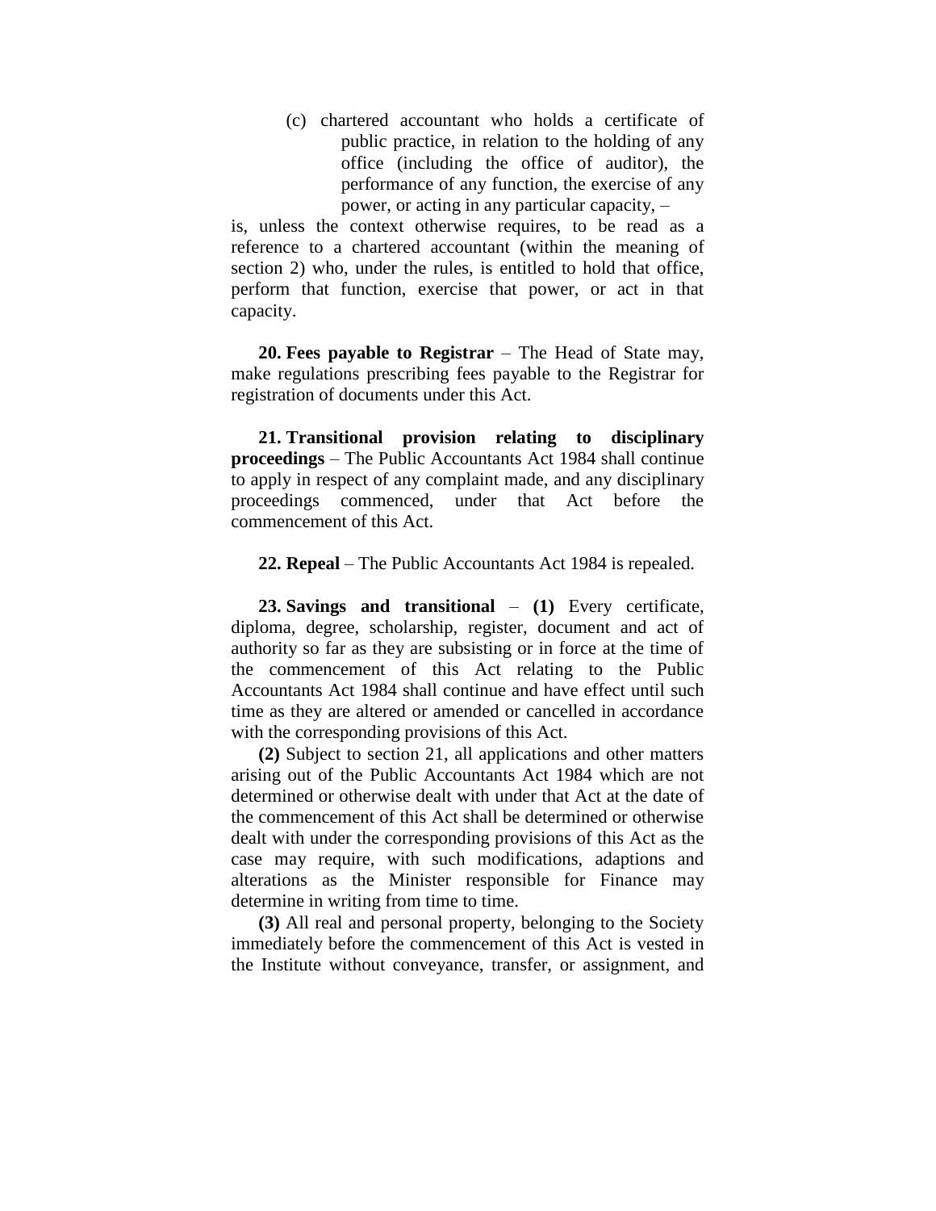(c) chartered accountant who holds a certificate of public practice, in relation to the holding of any office (including the office of auditor), the performance of any function, the exercise of any power, or acting in any particular capacity, –

is, unless the context otherwise requires, to be read as a reference to a chartered accountant (within the meaning of section 2) who, under the rules, is entitled to hold that office, perform that function, exercise that power, or act in that capacity.

**20. Fees payable to Registrar** – The Head of State may, make regulations prescribing fees payable to the Registrar for registration of documents under this Act.

**21. Transitional provision relating to disciplinary proceedings** – The Public Accountants Act 1984 shall continue to apply in respect of any complaint made, and any disciplinary proceedings commenced, under that Act before the commencement of this Act.

**22. Repeal** – The Public Accountants Act 1984 is repealed.

**23. Savings and transitional** – **(1)** Every certificate, diploma, degree, scholarship, register, document and act of authority so far as they are subsisting or in force at the time of the commencement of this Act relating to the Public Accountants Act 1984 shall continue and have effect until such time as they are altered or amended or cancelled in accordance with the corresponding provisions of this Act.

**(2)** Subject to section 21, all applications and other matters arising out of the Public Accountants Act 1984 which are not determined or otherwise dealt with under that Act at the date of the commencement of this Act shall be determined or otherwise dealt with under the corresponding provisions of this Act as the case may require, with such modifications, adaptions and alterations as the Minister responsible for Finance may determine in writing from time to time.

**(3)** All real and personal property, belonging to the Society immediately before the commencement of this Act is vested in the Institute without conveyance, transfer, or assignment, and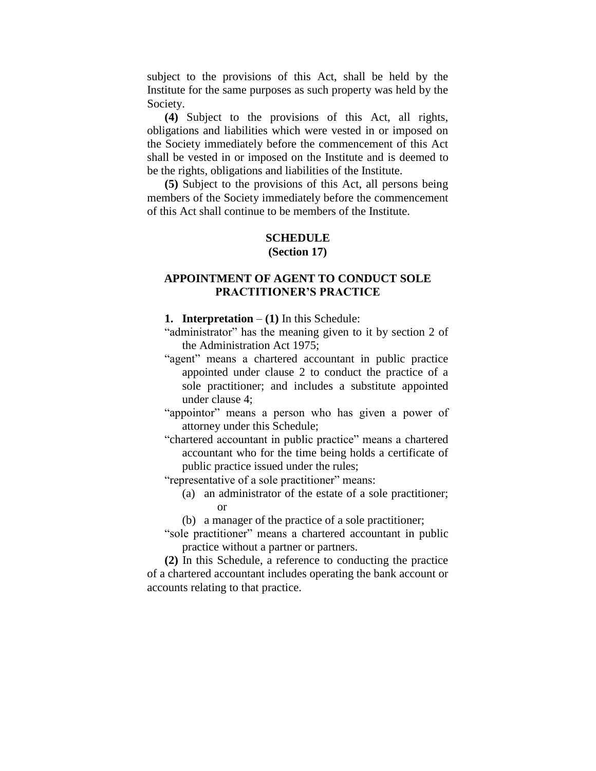subject to the provisions of this Act, shall be held by the Institute for the same purposes as such property was held by the Society.

**(4)** Subject to the provisions of this Act, all rights, obligations and liabilities which were vested in or imposed on the Society immediately before the commencement of this Act shall be vested in or imposed on the Institute and is deemed to be the rights, obligations and liabilities of the Institute.

**(5)** Subject to the provisions of this Act, all persons being members of the Society immediately before the commencement of this Act shall continue to be members of the Institute.

## SCHEDULE
**(Section 17)**

## APPOINTMENT OF AGENT TO CONDUCT SOLE PRACTITIONER'S PRACTICE

**1. Interpretation** – **(1)** In this Schedule:

"administrator" has the meaning given to it by section 2 of the Administration Act 1975;

"agent" means a chartered accountant in public practice appointed under clause 2 to conduct the practice of a sole practitioner; and includes a substitute appointed under clause 4;

"appointor" means a person who has given a power of attorney under this Schedule;

"chartered accountant in public practice" means a chartered accountant who for the time being holds a certificate of public practice issued under the rules;

"representative of a sole practitioner" means:

(a) an administrator of the estate of a sole practitioner; or

(b) a manager of the practice of a sole practitioner;

"sole practitioner" means a chartered accountant in public practice without a partner or partners.

**(2)** In this Schedule, a reference to conducting the practice of a chartered accountant includes operating the bank account or accounts relating to that practice.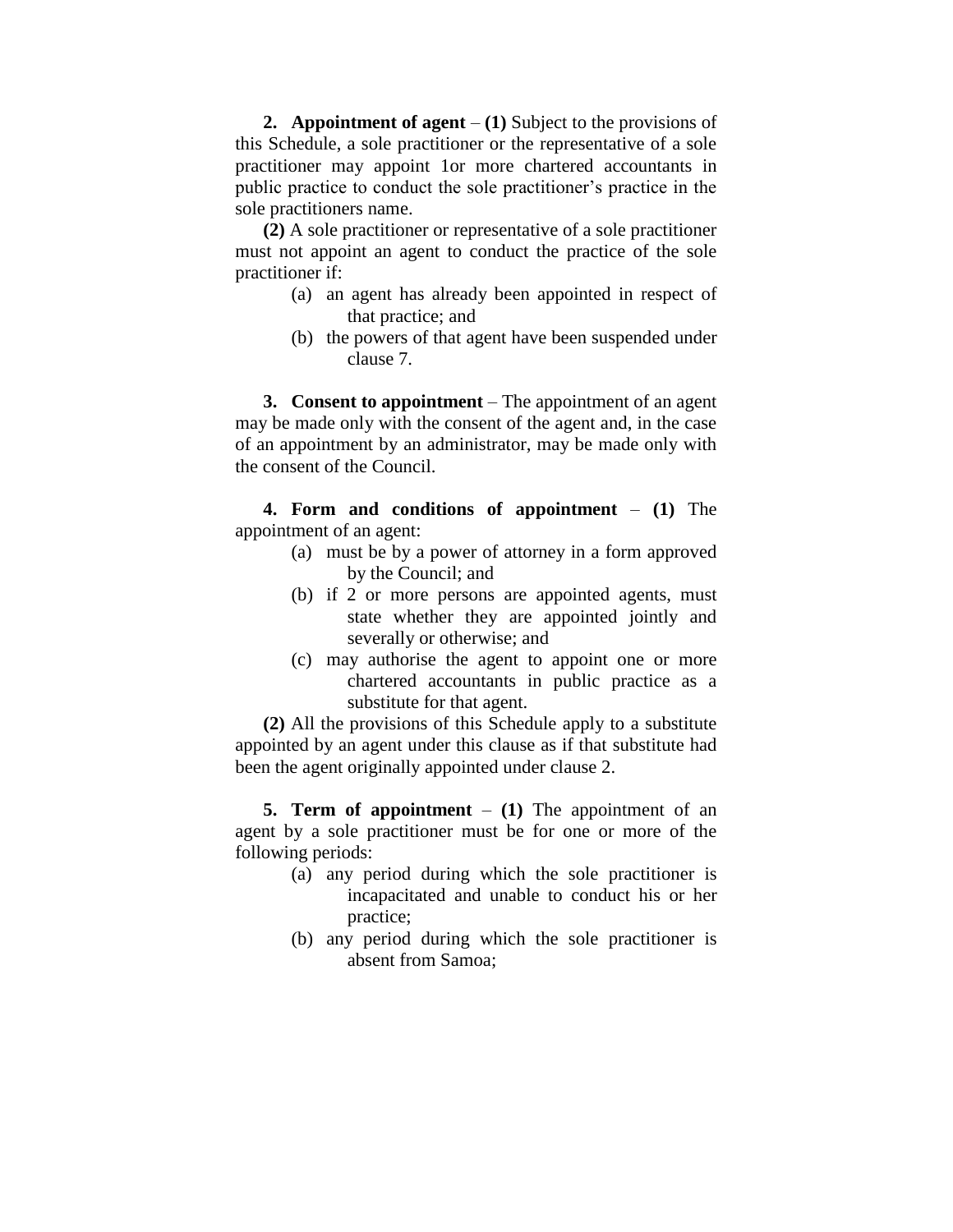**2. Appointment of agent** – **(1)** Subject to the provisions of this Schedule, a sole practitioner or the representative of a sole practitioner may appoint 1or more chartered accountants in public practice to conduct the sole practitioner's practice in the sole practitioners name.

**(2)** A sole practitioner or representative of a sole practitioner must not appoint an agent to conduct the practice of the sole practitioner if:

- (a) an agent has already been appointed in respect of that practice; and
- (b) the powers of that agent have been suspended under clause 7.

**3. Consent to appointment** – The appointment of an agent may be made only with the consent of the agent and, in the case of an appointment by an administrator, may be made only with the consent of the Council.

**4. Form and conditions of appointment** – **(1)** The appointment of an agent:

- (a) must be by a power of attorney in a form approved by the Council; and
- (b) if 2 or more persons are appointed agents, must state whether they are appointed jointly and severally or otherwise; and
- (c) may authorise the agent to appoint one or more chartered accountants in public practice as a substitute for that agent.

**(2)** All the provisions of this Schedule apply to a substitute appointed by an agent under this clause as if that substitute had been the agent originally appointed under clause 2.

**5. Term of appointment** – **(1)** The appointment of an agent by a sole practitioner must be for one or more of the following periods:

- (a) any period during which the sole practitioner is incapacitated and unable to conduct his or her practice;
- (b) any period during which the sole practitioner is absent from Samoa;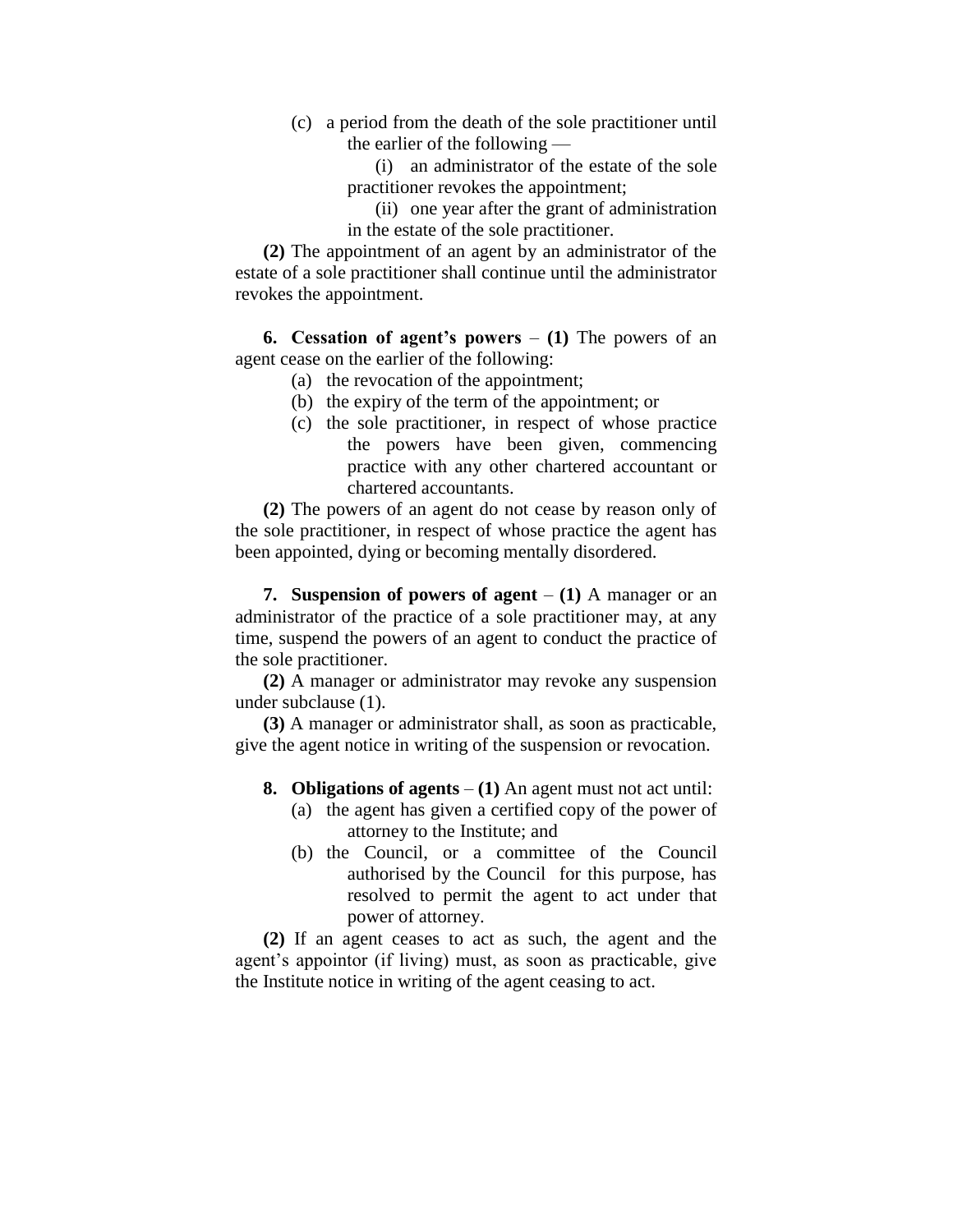(c) a period from the death of the sole practitioner until the earlier of the following —

(i) an administrator of the estate of the sole practitioner revokes the appointment;

(ii) one year after the grant of administration in the estate of the sole practitioner.

**(2)** The appointment of an agent by an administrator of the estate of a sole practitioner shall continue until the administrator revokes the appointment.

**6. Cessation of agent's powers** – **(1)** The powers of an agent cease on the earlier of the following:

(a) the revocation of the appointment;

(b) the expiry of the term of the appointment; or

(c) the sole practitioner, in respect of whose practice the powers have been given, commencing practice with any other chartered accountant or chartered accountants.

**(2)** The powers of an agent do not cease by reason only of the sole practitioner, in respect of whose practice the agent has been appointed, dying or becoming mentally disordered.

**7. Suspension of powers of agent** – **(1)** A manager or an administrator of the practice of a sole practitioner may, at any time, suspend the powers of an agent to conduct the practice of the sole practitioner.

**(2)** A manager or administrator may revoke any suspension under subclause (1).

**(3)** A manager or administrator shall, as soon as practicable, give the agent notice in writing of the suspension or revocation.

**8. Obligations of agents** – **(1)** An agent must not act until:

(a) the agent has given a certified copy of the power of attorney to the Institute; and

(b) the Council, or a committee of the Council authorised by the Council for this purpose, has resolved to permit the agent to act under that power of attorney.

**(2)** If an agent ceases to act as such, the agent and the agent's appointor (if living) must, as soon as practicable, give the Institute notice in writing of the agent ceasing to act.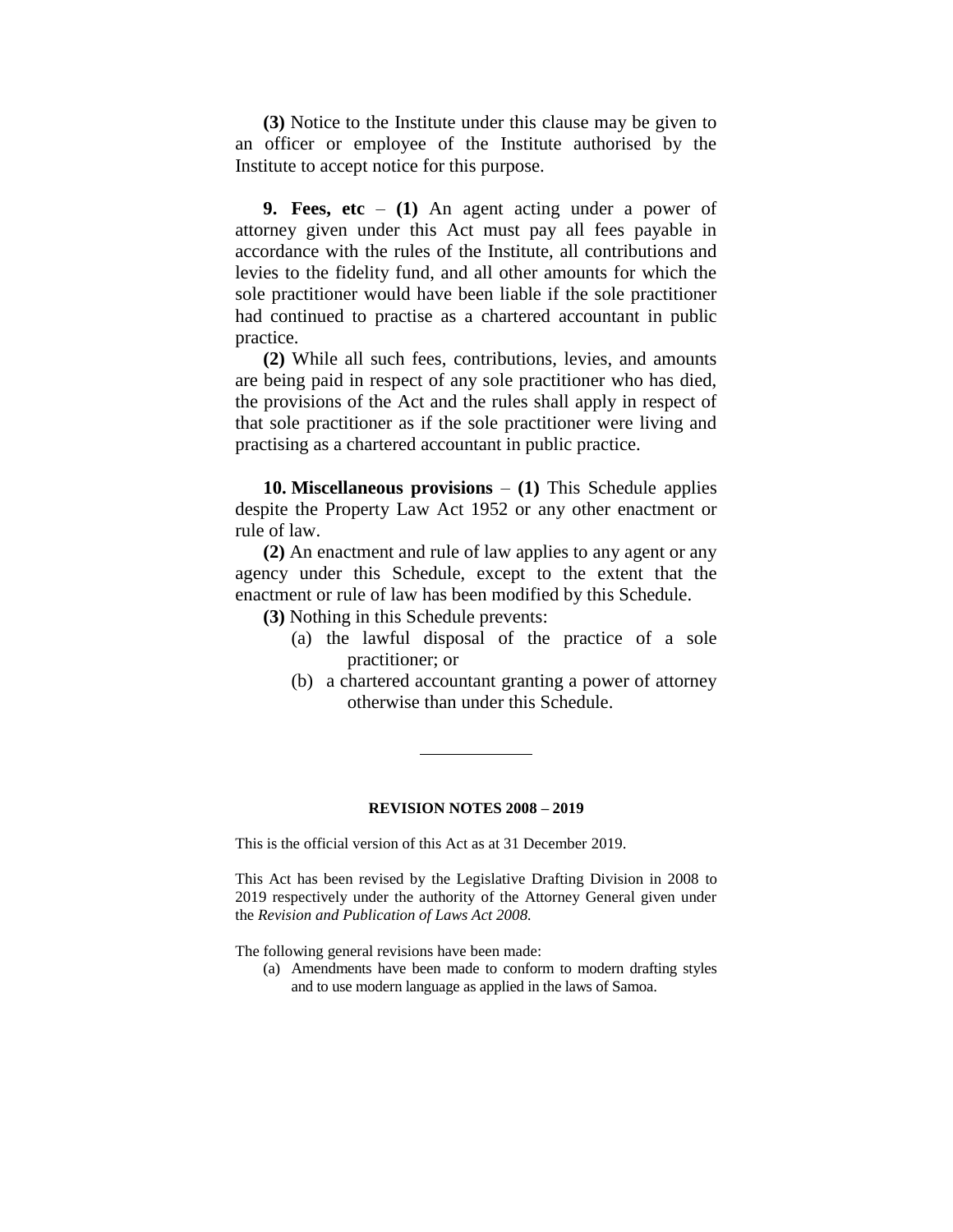**(3)** Notice to the Institute under this clause may be given to an officer or employee of the Institute authorised by the Institute to accept notice for this purpose.

**9. Fees, etc** – **(1)** An agent acting under a power of attorney given under this Act must pay all fees payable in accordance with the rules of the Institute, all contributions and levies to the fidelity fund, and all other amounts for which the sole practitioner would have been liable if the sole practitioner had continued to practise as a chartered accountant in public practice.

**(2)** While all such fees, contributions, levies, and amounts are being paid in respect of any sole practitioner who has died, the provisions of the Act and the rules shall apply in respect of that sole practitioner as if the sole practitioner were living and practising as a chartered accountant in public practice.

**10. Miscellaneous provisions** – **(1)** This Schedule applies despite the Property Law Act 1952 or any other enactment or rule of law.

**(2)** An enactment and rule of law applies to any agent or any agency under this Schedule, except to the extent that the enactment or rule of law has been modified by this Schedule.

**(3)** Nothing in this Schedule prevents:

(a) the lawful disposal of the practice of a sole practitioner; or

(b) a chartered accountant granting a power of attorney otherwise than under this Schedule.

---

**REVISION NOTES 2008 – 2019**

This is the official version of this Act as at 31 December 2019.

This Act has been revised by the Legislative Drafting Division in 2008 to 2019 respectively under the authority of the Attorney General given under the *Revision and Publication of Laws Act 2008.*

The following general revisions have been made:

(a) Amendments have been made to conform to modern drafting styles and to use modern language as applied in the laws of Samoa.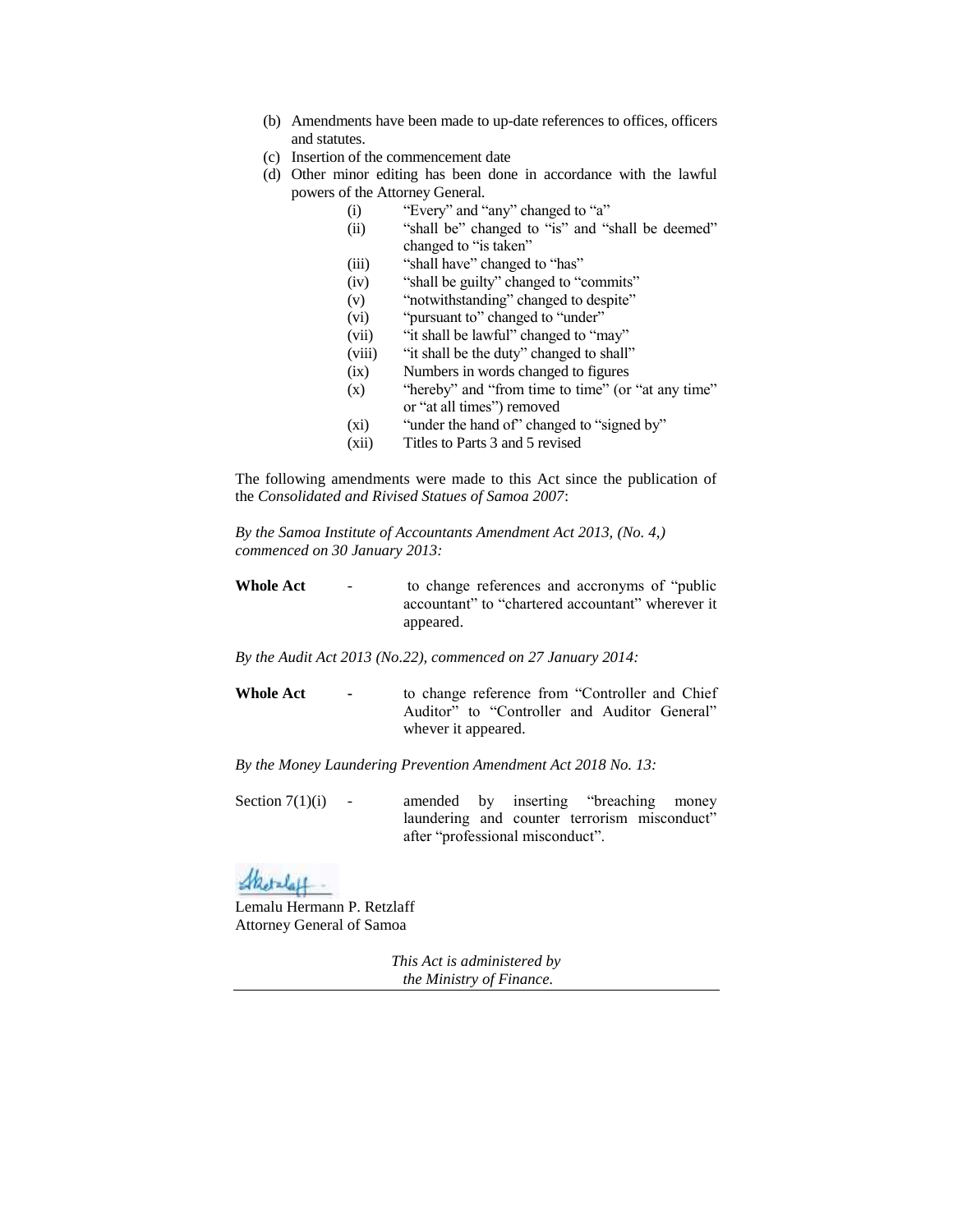(b) Amendments have been made to up-date references to offices, officers and statutes.

(c) Insertion of the commencement date

(d) Other minor editing has been done in accordance with the lawful powers of the Attorney General.

- (i) "Every" and "any" changed to "a"
- (ii) "shall be" changed to "is" and "shall be deemed" changed to "is taken"
- (iii) "shall have" changed to "has"
- (iv) "shall be guilty" changed to "commits"
- (v) "notwithstanding" changed to despite"
- (vi) "pursuant to" changed to "under"
- (vii) "it shall be lawful" changed to "may"
- (viii) "it shall be the duty" changed to shall"
- (ix) Numbers in words changed to figures
- (x) "hereby" and "from time to time" (or "at any time" or "at all times") removed
- (xi) "under the hand of" changed to "signed by"
- (xii) Titles to Parts 3 and 5 revised

The following amendments were made to this Act since the publication of the *Consolidated and Rivised Statues of Samoa 2007*:

*By the Samoa Institute of Accountants Amendment Act 2013, (No. 4,) commenced on 30 January 2013:*

**Whole Act** - to change references and accronyms of "public accountant" to "chartered accountant" wherever it appeared.

*By the Audit Act 2013 (No.22), commenced on 27 January 2014:*

**Whole Act** - to change reference from "Controller and Chief Auditor" to "Controller and Auditor General" whever it appeared.

*By the Money Laundering Prevention Amendment Act 2018 No. 13:*

Section 7(1)(i) - amended by inserting "breaching money laundering and counter terrorism misconduct" after "professional misconduct".

Lemalu Hermann P. Retzlaff
Attorney General of Samoa

*This Act is administered by the Ministry of Finance.*